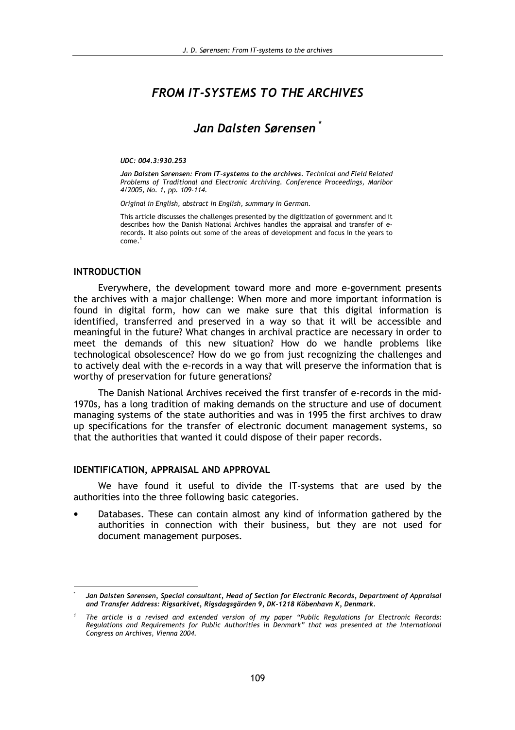# *FROM IT-SYSTEMS TO THE ARCHIVES*

## *Jan Dalsten Sørensen* [*]

***UDC: 004.3:930.253***

***Jan Dalsten Sørensen: From IT-systems to the archives****. Technical and Field Related Problems of Traditional and Electronic Archiving. Conference Proceedings, Maribor 4/2005, No. 1, pp. 109-114.*

*Original in English, abstract in English, summary in German.*

This article discusses the challenges presented by the digitization of government and it describes how the Danish National Archives handles the appraisal and transfer of e-records. It also points out some of the areas of development and focus in the years to come.[1]

### INTRODUCTION

Everywhere, the development toward more and more e-government presents the archives with a major challenge: When more and more important information is found in digital form, how can we make sure that this digital information is identified, transferred and preserved in a way so that it will be accessible and meaningful in the future? What changes in archival practice are necessary in order to meet the demands of this new situation? How do we handle problems like technological obsolescence? How do we go from just recognizing the challenges and to actively deal with the e-records in a way that will preserve the information that is worthy of preservation for future generations?

The Danish National Archives received the first transfer of e-records in the mid-1970s, has a long tradition of making demands on the structure and use of document managing systems of the state authorities and was in 1995 the first archives to draw up specifications for the transfer of electronic document management systems, so that the authorities that wanted it could dispose of their paper records.

### IDENTIFICATION, APPRAISAL AND APPROVAL

We have found it useful to divide the IT-systems that are used by the authorities into the three following basic categories.

- Databases. These can contain almost any kind of information gathered by the authorities in connection with their business, but they are not used for document management purposes.

---

[*] ***Jan Dalsten Sørensen, Special consultant, Head of Section for Electronic Records, Department of Appraisal and Transfer Address: Rigsarkivet, Rigsdagsgärden 9, DK-1218 Köbenhavn K, Denmark.***

[1] *The article is a revised and extended version of my paper "Public Regulations for Electronic Records: Regulations and Requirements for Public Authorities in Denmark" that was presented at the International Congress on Archives, Vienna 2004.*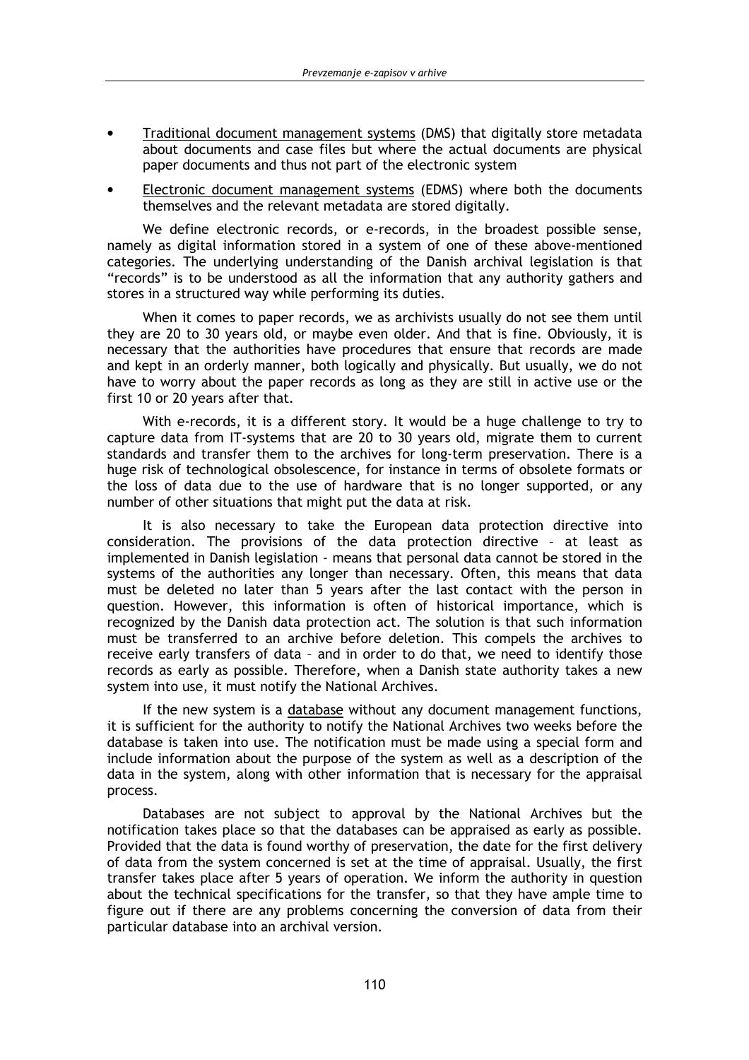- Traditional document management systems (DMS) that digitally store metadata about documents and case files but where the actual documents are physical paper documents and thus not part of the electronic system
- Electronic document management systems (EDMS) where both the documents themselves and the relevant metadata are stored digitally.

We define electronic records, or e-records, in the broadest possible sense, namely as digital information stored in a system of one of these above-mentioned categories. The underlying understanding of the Danish archival legislation is that "records" is to be understood as all the information that any authority gathers and stores in a structured way while performing its duties.

When it comes to paper records, we as archivists usually do not see them until they are 20 to 30 years old, or maybe even older. And that is fine. Obviously, it is necessary that the authorities have procedures that ensure that records are made and kept in an orderly manner, both logically and physically. But usually, we do not have to worry about the paper records as long as they are still in active use or the first 10 or 20 years after that.

With e-records, it is a different story. It would be a huge challenge to try to capture data from IT-systems that are 20 to 30 years old, migrate them to current standards and transfer them to the archives for long-term preservation. There is a huge risk of technological obsolescence, for instance in terms of obsolete formats or the loss of data due to the use of hardware that is no longer supported, or any number of other situations that might put the data at risk.

It is also necessary to take the European data protection directive into consideration. The provisions of the data protection directive – at least as implemented in Danish legislation - means that personal data cannot be stored in the systems of the authorities any longer than necessary. Often, this means that data must be deleted no later than 5 years after the last contact with the person in question. However, this information is often of historical importance, which is recognized by the Danish data protection act. The solution is that such information must be transferred to an archive before deletion. This compels the archives to receive early transfers of data – and in order to do that, we need to identify those records as early as possible. Therefore, when a Danish state authority takes a new system into use, it must notify the National Archives.

If the new system is a database without any document management functions, it is sufficient for the authority to notify the National Archives two weeks before the database is taken into use. The notification must be made using a special form and include information about the purpose of the system as well as a description of the data in the system, along with other information that is necessary for the appraisal process.

Databases are not subject to approval by the National Archives but the notification takes place so that the databases can be appraised as early as possible. Provided that the data is found worthy of preservation, the date for the first delivery of data from the system concerned is set at the time of appraisal. Usually, the first transfer takes place after 5 years of operation. We inform the authority in question about the technical specifications for the transfer, so that they have ample time to figure out if there are any problems concerning the conversion of data from their particular database into an archival version.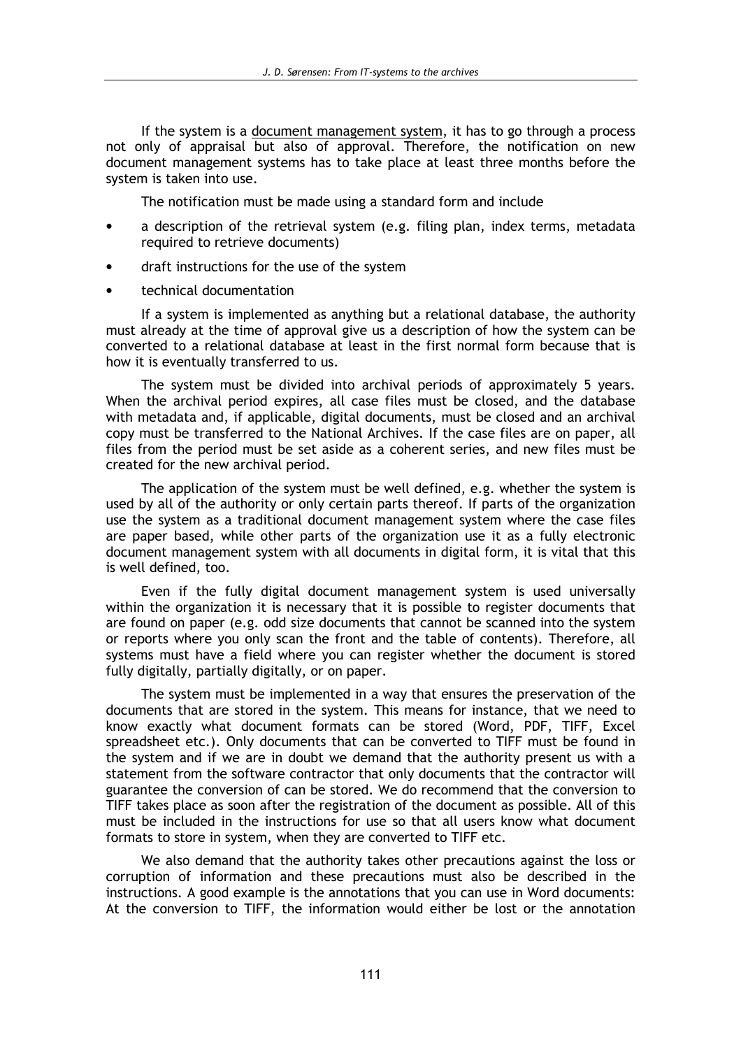If the system is a document management system, it has to go through a process not only of appraisal but also of approval. Therefore, the notification on new document management systems has to take place at least three months before the system is taken into use.

The notification must be made using a standard form and include

- a description of the retrieval system (e.g. filing plan, index terms, metadata required to retrieve documents)
- draft instructions for the use of the system
- technical documentation

If a system is implemented as anything but a relational database, the authority must already at the time of approval give us a description of how the system can be converted to a relational database at least in the first normal form because that is how it is eventually transferred to us.

The system must be divided into archival periods of approximately 5 years. When the archival period expires, all case files must be closed, and the database with metadata and, if applicable, digital documents, must be closed and an archival copy must be transferred to the National Archives. If the case files are on paper, all files from the period must be set aside as a coherent series, and new files must be created for the new archival period.

The application of the system must be well defined, e.g. whether the system is used by all of the authority or only certain parts thereof. If parts of the organization use the system as a traditional document management system where the case files are paper based, while other parts of the organization use it as a fully electronic document management system with all documents in digital form, it is vital that this is well defined, too.

Even if the fully digital document management system is used universally within the organization it is necessary that it is possible to register documents that are found on paper (e.g. odd size documents that cannot be scanned into the system or reports where you only scan the front and the table of contents). Therefore, all systems must have a field where you can register whether the document is stored fully digitally, partially digitally, or on paper.

The system must be implemented in a way that ensures the preservation of the documents that are stored in the system. This means for instance, that we need to know exactly what document formats can be stored (Word, PDF, TIFF, Excel spreadsheet etc.). Only documents that can be converted to TIFF must be found in the system and if we are in doubt we demand that the authority present us with a statement from the software contractor that only documents that the contractor will guarantee the conversion of can be stored. We do recommend that the conversion to TIFF takes place as soon after the registration of the document as possible. All of this must be included in the instructions for use so that all users know what document formats to store in system, when they are converted to TIFF etc.

We also demand that the authority takes other precautions against the loss or corruption of information and these precautions must also be described in the instructions. A good example is the annotations that you can use in Word documents: At the conversion to TIFF, the information would either be lost or the annotation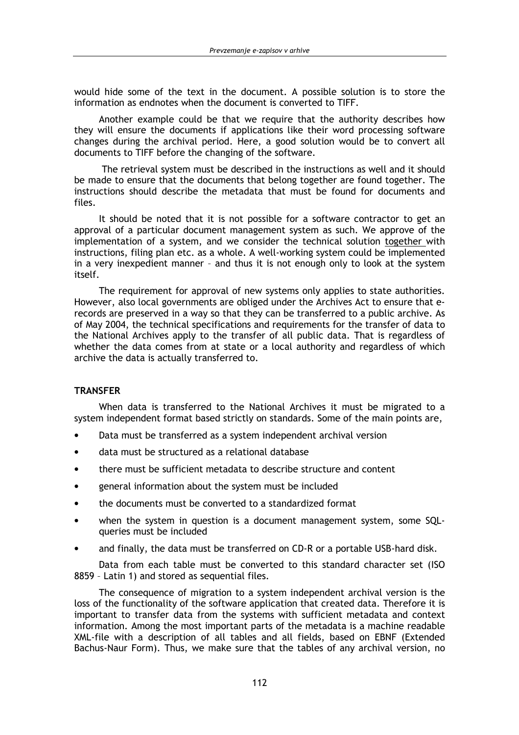would hide some of the text in the document. A possible solution is to store the information as endnotes when the document is converted to TIFF.

Another example could be that we require that the authority describes how they will ensure the documents if applications like their word processing software changes during the archival period. Here, a good solution would be to convert all documents to TIFF before the changing of the software.

The retrieval system must be described in the instructions as well and it should be made to ensure that the documents that belong together are found together. The instructions should describe the metadata that must be found for documents and files.

It should be noted that it is not possible for a software contractor to get an approval of a particular document management system as such. We approve of the implementation of a system, and we consider the technical solution together with instructions, filing plan etc. as a whole. A well-working system could be implemented in a very inexpedient manner – and thus it is not enough only to look at the system itself.

The requirement for approval of new systems only applies to state authorities. However, also local governments are obliged under the Archives Act to ensure that e-records are preserved in a way so that they can be transferred to a public archive. As of May 2004, the technical specifications and requirements for the transfer of data to the National Archives apply to the transfer of all public data. That is regardless of whether the data comes from at state or a local authority and regardless of which archive the data is actually transferred to.

**TRANSFER**

When data is transferred to the National Archives it must be migrated to a system independent format based strictly on standards. Some of the main points are,

- Data must be transferred as a system independent archival version
- data must be structured as a relational database
- there must be sufficient metadata to describe structure and content
- general information about the system must be included
- the documents must be converted to a standardized format
- when the system in question is a document management system, some SQL-queries must be included
- and finally, the data must be transferred on CD-R or a portable USB-hard disk.

Data from each table must be converted to this standard character set (ISO 8859 – Latin 1) and stored as sequential files.

The consequence of migration to a system independent archival version is the loss of the functionality of the software application that created data. Therefore it is important to transfer data from the systems with sufficient metadata and context information. Among the most important parts of the metadata is a machine readable XML-file with a description of all tables and all fields, based on EBNF (Extended Bachus-Naur Form). Thus, we make sure that the tables of any archival version, no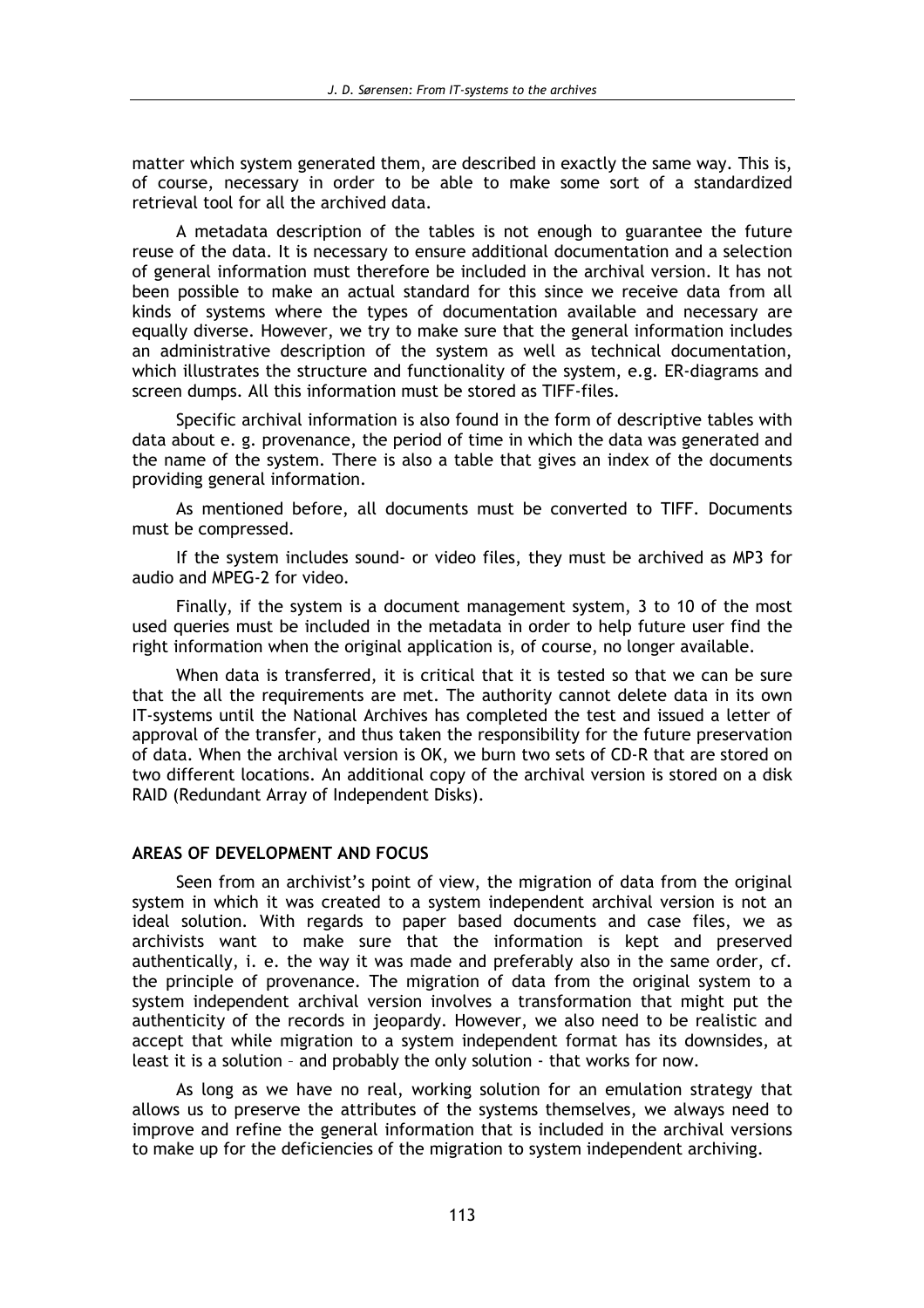matter which system generated them, are described in exactly the same way. This is, of course, necessary in order to be able to make some sort of a standardized retrieval tool for all the archived data.

A metadata description of the tables is not enough to guarantee the future reuse of the data. It is necessary to ensure additional documentation and a selection of general information must therefore be included in the archival version. It has not been possible to make an actual standard for this since we receive data from all kinds of systems where the types of documentation available and necessary are equally diverse. However, we try to make sure that the general information includes an administrative description of the system as well as technical documentation, which illustrates the structure and functionality of the system, e.g. ER-diagrams and screen dumps. All this information must be stored as TIFF-files.

Specific archival information is also found in the form of descriptive tables with data about e. g. provenance, the period of time in which the data was generated and the name of the system. There is also a table that gives an index of the documents providing general information.

As mentioned before, all documents must be converted to TIFF. Documents must be compressed.

If the system includes sound- or video files, they must be archived as MP3 for audio and MPEG-2 for video.

Finally, if the system is a document management system, 3 to 10 of the most used queries must be included in the metadata in order to help future user find the right information when the original application is, of course, no longer available.

When data is transferred, it is critical that it is tested so that we can be sure that the all the requirements are met. The authority cannot delete data in its own IT-systems until the National Archives has completed the test and issued a letter of approval of the transfer, and thus taken the responsibility for the future preservation of data. When the archival version is OK, we burn two sets of CD-R that are stored on two different locations. An additional copy of the archival version is stored on a disk RAID (Redundant Array of Independent Disks).

## AREAS OF DEVELOPMENT AND FOCUS

Seen from an archivist's point of view, the migration of data from the original system in which it was created to a system independent archival version is not an ideal solution. With regards to paper based documents and case files, we as archivists want to make sure that the information is kept and preserved authentically, i. e. the way it was made and preferably also in the same order, cf. the principle of provenance. The migration of data from the original system to a system independent archival version involves a transformation that might put the authenticity of the records in jeopardy. However, we also need to be realistic and accept that while migration to a system independent format has its downsides, at least it is a solution – and probably the only solution - that works for now.

As long as we have no real, working solution for an emulation strategy that allows us to preserve the attributes of the systems themselves, we always need to improve and refine the general information that is included in the archival versions to make up for the deficiencies of the migration to system independent archiving.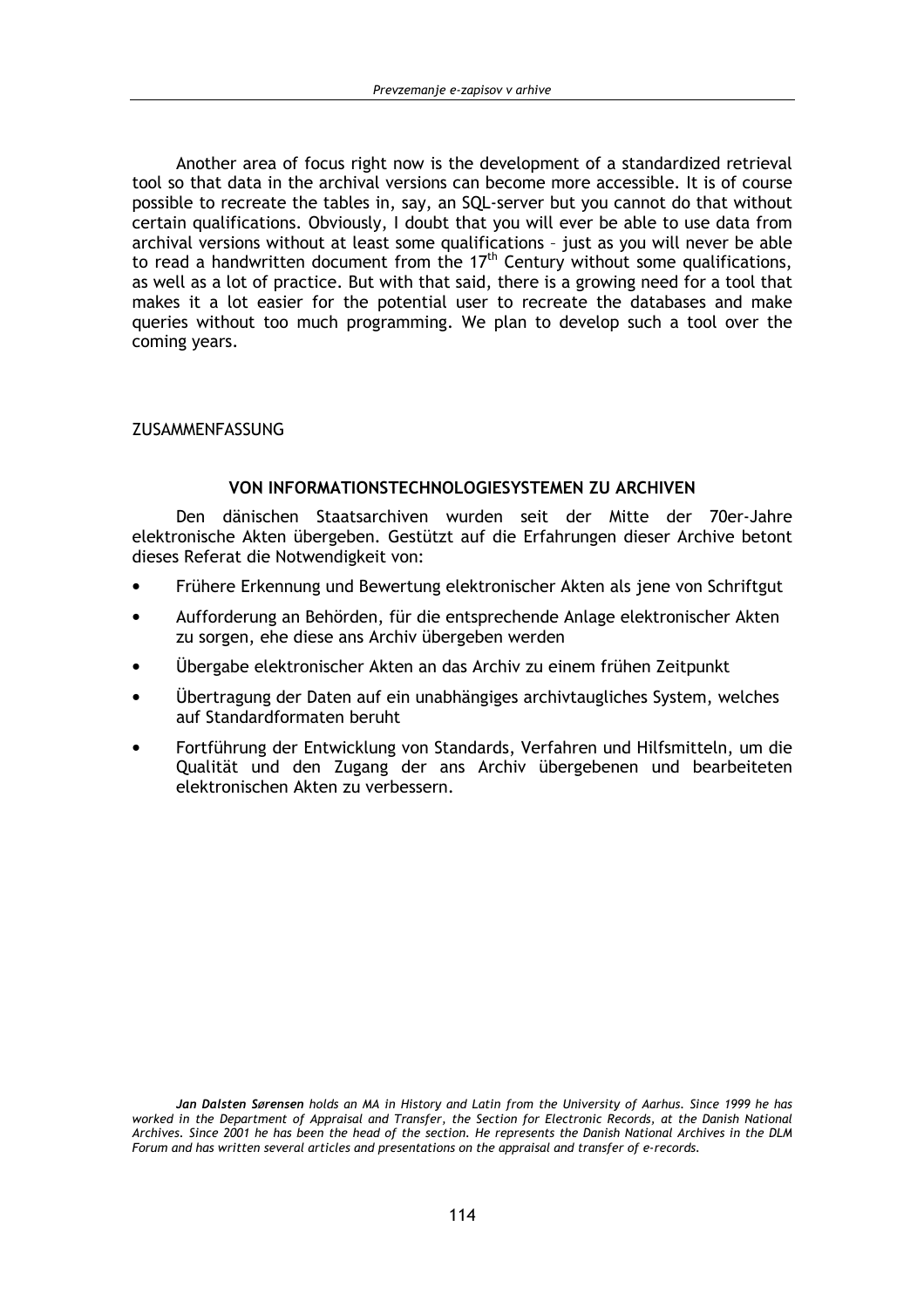Another area of focus right now is the development of a standardized retrieval tool so that data in the archival versions can become more accessible. It is of course possible to recreate the tables in, say, an SQL-server but you cannot do that without certain qualifications. Obviously, I doubt that you will ever be able to use data from archival versions without at least some qualifications – just as you will never be able to read a handwritten document from the 17th Century without some qualifications, as well as a lot of practice. But with that said, there is a growing need for a tool that makes it a lot easier for the potential user to recreate the databases and make queries without too much programming. We plan to develop such a tool over the coming years.

ZUSAMMENFASSUNG

### VON INFORMATIONSTECHNOLOGIESYSTEMEN ZU ARCHIVEN

Den dänischen Staatsarchiven wurden seit der Mitte der 70er-Jahre elektronische Akten übergeben. Gestützt auf die Erfahrungen dieser Archive betont dieses Referat die Notwendigkeit von:

- Frühere Erkennung und Bewertung elektronischer Akten als jene von Schriftgut
- Aufforderung an Behörden, für die entsprechende Anlage elektronischer Akten zu sorgen, ehe diese ans Archiv übergeben werden
- Übergabe elektronischer Akten an das Archiv zu einem frühen Zeitpunkt
- Übertragung der Daten auf ein unabhängiges archivtaugliches System, welches auf Standardformaten beruht
- Fortführung der Entwicklung von Standards, Verfahren und Hilfsmitteln, um die Qualität und den Zugang der ans Archiv übergebenen und bearbeiteten elektronischen Akten zu verbessern.

*__Jan Dalsten Sørensen__ holds an MA in History and Latin from the University of Aarhus. Since 1999 he has worked in the Department of Appraisal and Transfer, the Section for Electronic Records, at the Danish National Archives. Since 2001 he has been the head of the section. He represents the Danish National Archives in the DLM Forum and has written several articles and presentations on the appraisal and transfer of e-records.*